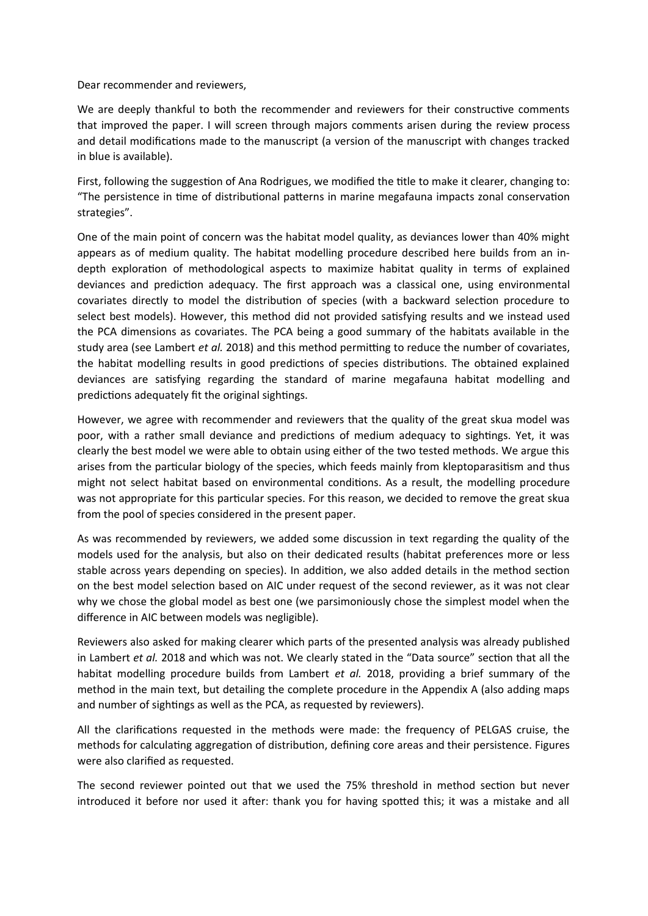Dear recommender and reviewers,

We are deeply thankful to both the recommender and reviewers for their constructive comments that improved the paper. I will screen through majors comments arisen during the review process and detail modifications made to the manuscript (a version of the manuscript with changes tracked in blue is available).

First, following the suggestion of Ana Rodrigues, we modified the title to make it clearer, changing to: "The persistence in time of distributional patterns in marine megafauna impacts zonal conservation strategies".

One of the main point of concern was the habitat model quality, as deviances lower than 40% might appears as of medium quality. The habitat modelling procedure described here builds from an in-depth exploration of methodological aspects to maximize habitat quality in terms of explained deviances and prediction adequacy. The first approach was a classical one, using environmental covariates directly to model the distribution of species (with a backward selection procedure to select best models). However, this method did not provided satisfying results and we instead used the PCA dimensions as covariates. The PCA being a good summary of the habitats available in the study area (see Lambert *et al.* 2018) and this method permitting to reduce the number of covariates, the habitat modelling results in good predictions of species distributions. The obtained explained deviances are satisfying regarding the standard of marine megafauna habitat modelling and predictions adequately fit the original sightings.

However, we agree with recommender and reviewers that the quality of the great skua model was poor, with a rather small deviance and predictions of medium adequacy to sightings. Yet, it was clearly the best model we were able to obtain using either of the two tested methods. We argue this arises from the particular biology of the species, which feeds mainly from kleptoparasitism and thus might not select habitat based on environmental conditions. As a result, the modelling procedure was not appropriate for this particular species. For this reason, we decided to remove the great skua from the pool of species considered in the present paper.

As was recommended by reviewers, we added some discussion in text regarding the quality of the models used for the analysis, but also on their dedicated results (habitat preferences more or less stable across years depending on species). In addition, we also added details in the method section on the best model selection based on AIC under request of the second reviewer, as it was not clear why we chose the global model as best one (we parsimoniously chose the simplest model when the difference in AIC between models was negligible).

Reviewers also asked for making clearer which parts of the presented analysis was already published in Lambert *et al.* 2018 and which was not. We clearly stated in the "Data source" section that all the habitat modelling procedure builds from Lambert *et al.* 2018, providing a brief summary of the method in the main text, but detailing the complete procedure in the Appendix A (also adding maps and number of sightings as well as the PCA, as requested by reviewers).

All the clarifications requested in the methods were made: the frequency of PELGAS cruise, the methods for calculating aggregation of distribution, defining core areas and their persistence. Figures were also clarified as requested.

The second reviewer pointed out that we used the 75% threshold in method section but never introduced it before nor used it after: thank you for having spotted this; it was a mistake and all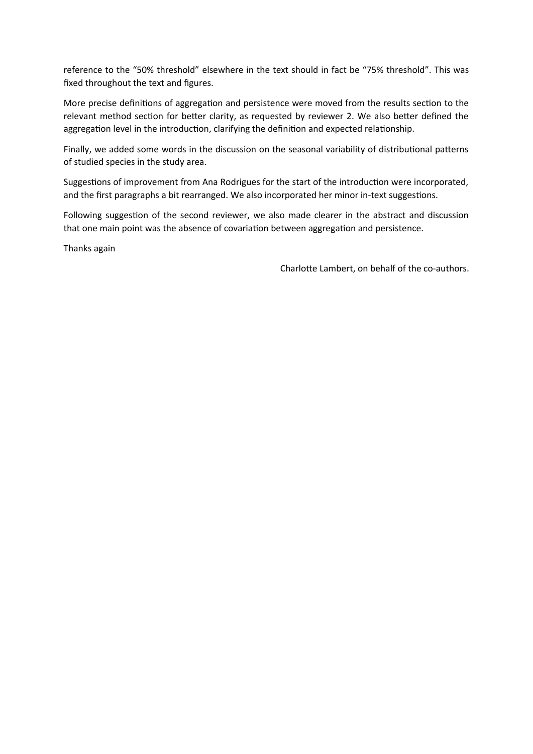reference to the "50% threshold" elsewhere in the text should in fact be "75% threshold". This was fixed throughout the text and figures.

More precise definitions of aggregation and persistence were moved from the results section to the relevant method section for better clarity, as requested by reviewer 2. We also better defined the aggregation level in the introduction, clarifying the definition and expected relationship.

Finally, we added some words in the discussion on the seasonal variability of distributional patterns of studied species in the study area.

Suggestions of improvement from Ana Rodrigues for the start of the introduction were incorporated, and the first paragraphs a bit rearranged. We also incorporated her minor in-text suggestions.

Following suggestion of the second reviewer, we also made clearer in the abstract and discussion that one main point was the absence of covariation between aggregation and persistence.

Thanks again

Charlotte Lambert, on behalf of the co-authors.